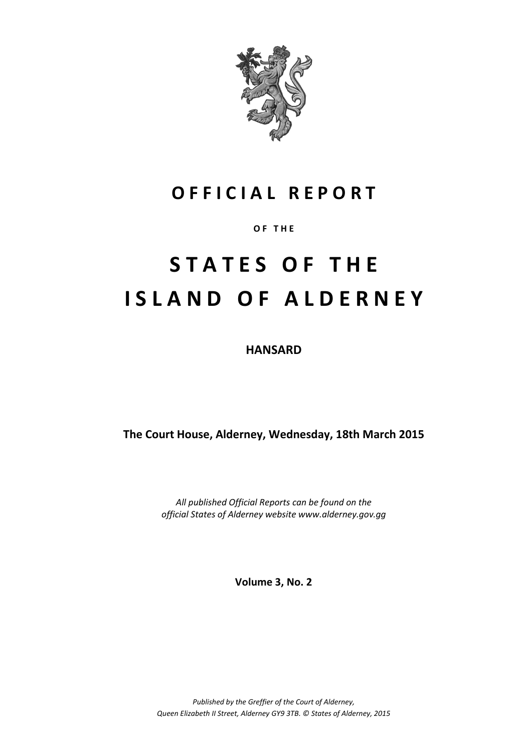# OFFICIAL REPORT

**OF THE**

# STATES OF THE ISLAND OF ALDERNEY

## HANSARD

**The Court House, Alderney, Wednesday, 18th March 2015**

*All published Official Reports can be found on the official States of Alderney website www.alderney.gov.gg*

**Volume 3, No. 2**

*Published by the Greffier of the Court of Alderney, Queen Elizabeth II Street, Alderney GY9 3TB. © States of Alderney, 2015*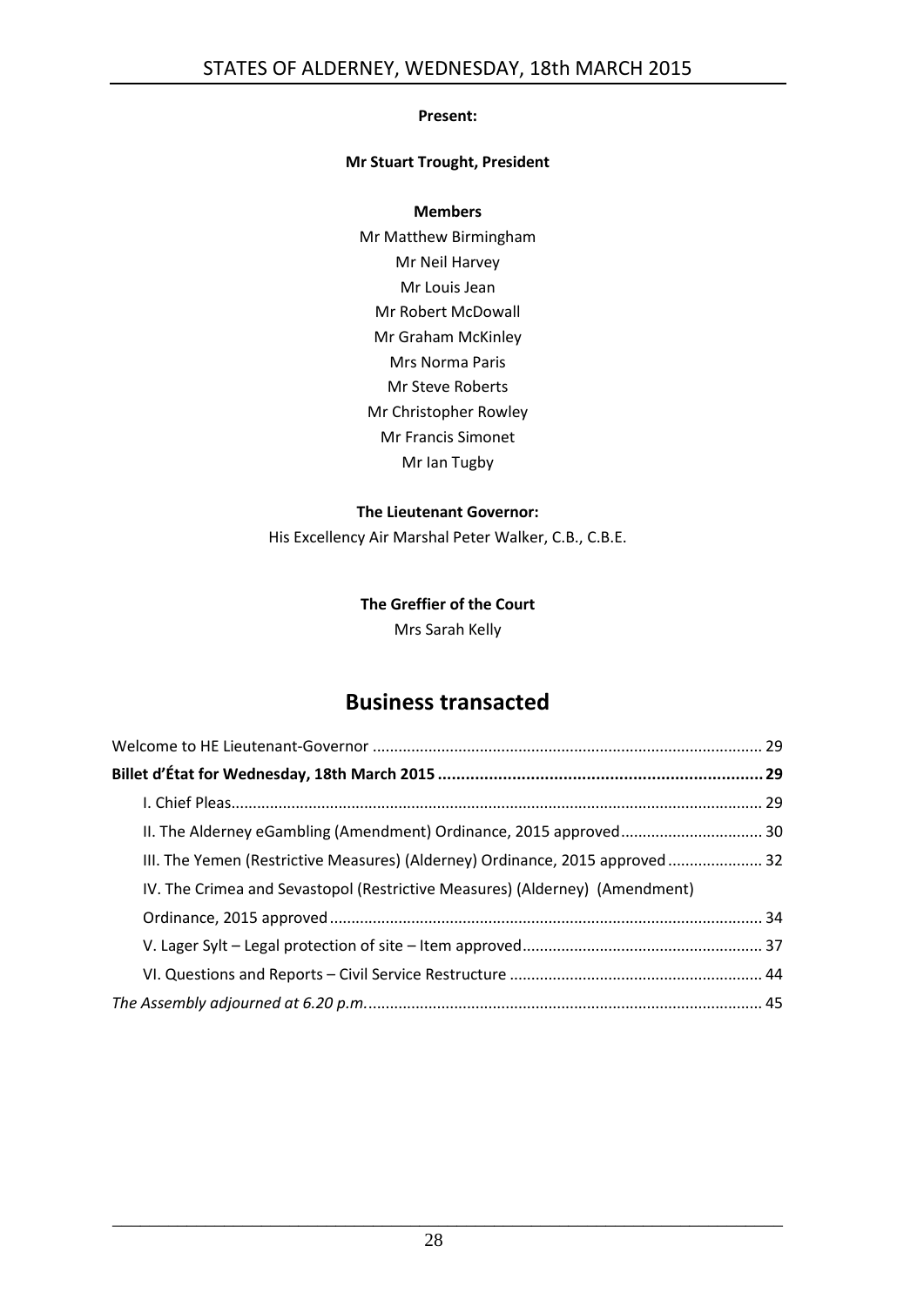**Present:**

**Mr Stuart Trought, President**

**Members**

Mr Matthew Birmingham
Mr Neil Harvey
Mr Louis Jean
Mr Robert McDowall
Mr Graham McKinley
Mrs Norma Paris
Mr Steve Roberts
Mr Christopher Rowley
Mr Francis Simonet
Mr Ian Tugby

**The Lieutenant Governor:**

His Excellency Air Marshal Peter Walker, C.B., C.B.E.

**The Greffier of the Court**

Mrs Sarah Kelly

# Business transacted

Welcome to HE Lieutenant-Governor .......... 29

**Billet d'État for Wednesday, 18th March 2015 .......... 29**

I. Chief Pleas .......... 29

II. The Alderney eGambling (Amendment) Ordinance, 2015 approved .......... 30

III. The Yemen (Restrictive Measures) (Alderney) Ordinance, 2015 approved .......... 32

IV. The Crimea and Sevastopol (Restrictive Measures) (Alderney) (Amendment) Ordinance, 2015 approved .......... 34

V. Lager Sylt – Legal protection of site – Item approved .......... 37

VI. Questions and Reports – Civil Service Restructure .......... 44

*The Assembly adjourned at 6.20 p.m.* .......... 45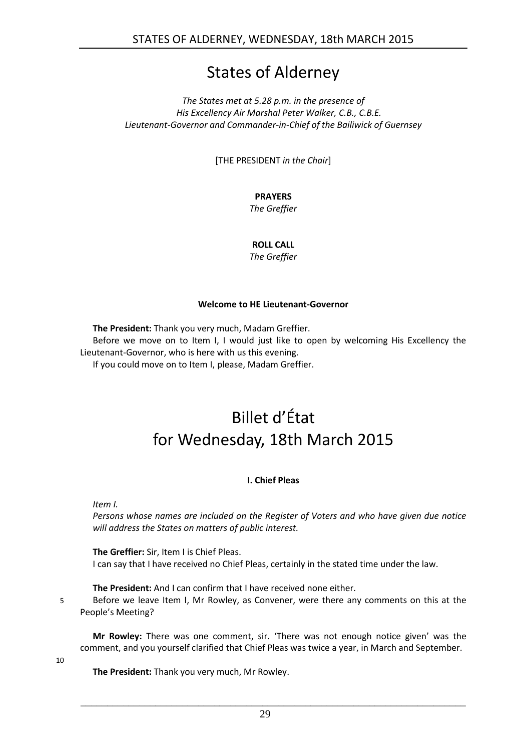# States of Alderney

*The States met at 5.28 p.m. in the presence of*
*His Excellency Air Marshal Peter Walker, C.B., C.B.E.*
*Lieutenant-Governor and Commander-in-Chief of the Bailiwick of Guernsey*

[THE PRESIDENT *in the Chair*]

**PRAYERS**
*The Greffier*

**ROLL CALL**
*The Greffier*

**Welcome to HE Lieutenant-Governor**

**The President:** Thank you very much, Madam Greffier.

Before we move on to Item I, I would just like to open by welcoming His Excellency the Lieutenant-Governor, who is here with us this evening.

If you could move on to Item I, please, Madam Greffier.

# Billet d'État for Wednesday, 18th March 2015

**I. Chief Pleas**

*Item I.*

*Persons whose names are included on the Register of Voters and who have given due notice will address the States on matters of public interest.*

**The Greffier:** Sir, Item I is Chief Pleas.

I can say that I have received no Chief Pleas, certainly in the stated time under the law.

**The President:** And I can confirm that I have received none either.

5 Before we leave Item I, Mr Rowley, as Convener, were there any comments on this at the People's Meeting?

**Mr Rowley:** There was one comment, sir. 'There was not enough notice given' was the comment, and you yourself clarified that Chief Pleas was twice a year, in March and September.

10

**The President:** Thank you very much, Mr Rowley.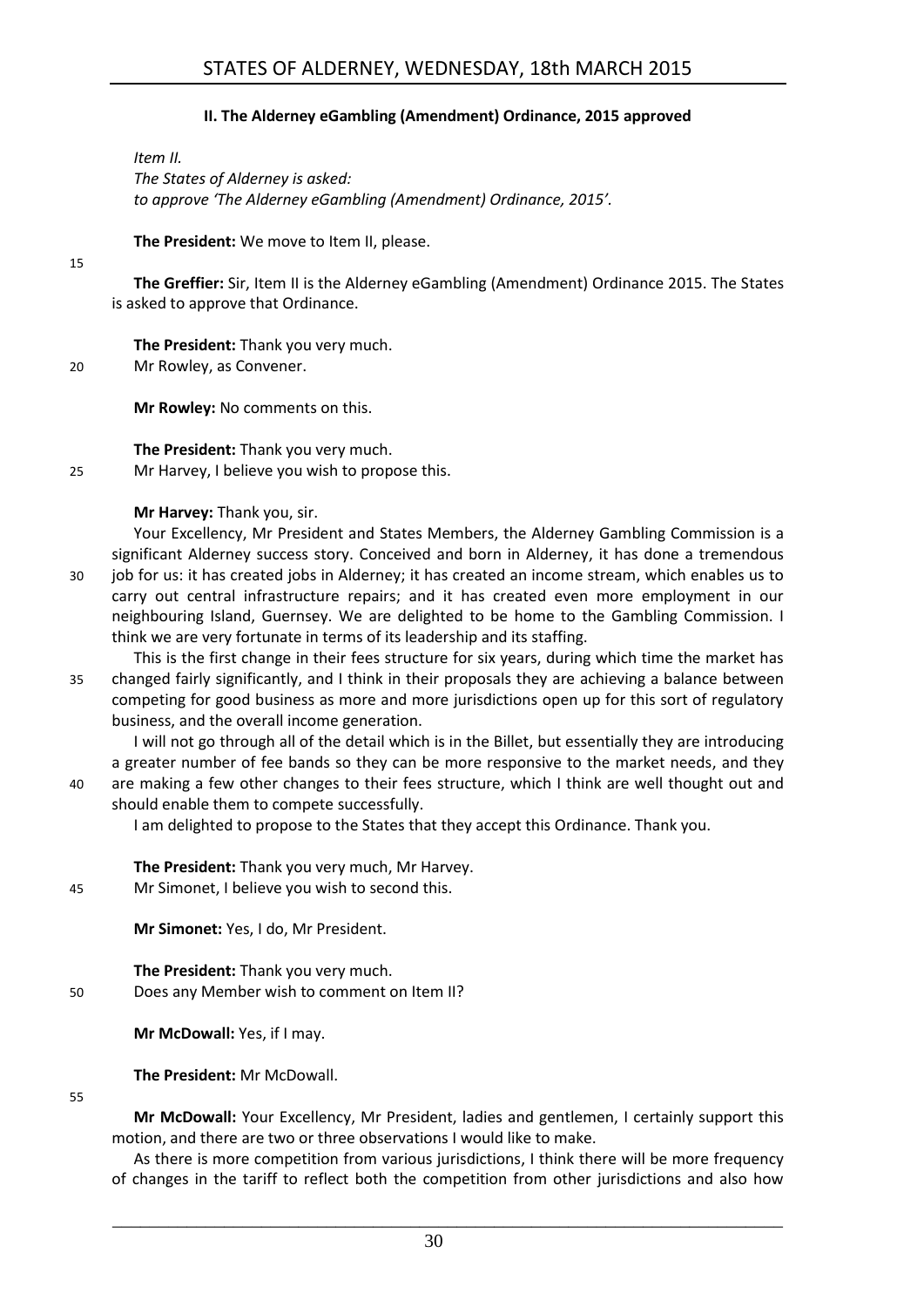## II. The Alderney eGambling (Amendment) Ordinance, 2015 approved

*Item II.*
*The States of Alderney is asked:*
*to approve 'The Alderney eGambling (Amendment) Ordinance, 2015'.*

**The President:** We move to Item II, please.

**The Greffier:** Sir, Item II is the Alderney eGambling (Amendment) Ordinance 2015. The States is asked to approve that Ordinance.

**The President:** Thank you very much.
Mr Rowley, as Convener.

**Mr Rowley:** No comments on this.

**The President:** Thank you very much.
Mr Harvey, I believe you wish to propose this.

**Mr Harvey:** Thank you, sir.

Your Excellency, Mr President and States Members, the Alderney Gambling Commission is a significant Alderney success story. Conceived and born in Alderney, it has done a tremendous job for us: it has created jobs in Alderney; it has created an income stream, which enables us to carry out central infrastructure repairs; and it has created even more employment in our neighbouring Island, Guernsey. We are delighted to be home to the Gambling Commission. I think we are very fortunate in terms of its leadership and its staffing.

This is the first change in their fees structure for six years, during which time the market has changed fairly significantly, and I think in their proposals they are achieving a balance between competing for good business as more and more jurisdictions open up for this sort of regulatory business, and the overall income generation.

I will not go through all of the detail which is in the Billet, but essentially they are introducing a greater number of fee bands so they can be more responsive to the market needs, and they are making a few other changes to their fees structure, which I think are well thought out and should enable them to compete successfully.

I am delighted to propose to the States that they accept this Ordinance. Thank you.

**The President:** Thank you very much, Mr Harvey.
Mr Simonet, I believe you wish to second this.

**Mr Simonet:** Yes, I do, Mr President.

**The President:** Thank you very much.
Does any Member wish to comment on Item II?

**Mr McDowall:** Yes, if I may.

**The President:** Mr McDowall.

**Mr McDowall:** Your Excellency, Mr President, ladies and gentlemen, I certainly support this motion, and there are two or three observations I would like to make.

As there is more competition from various jurisdictions, I think there will be more frequency of changes in the tariff to reflect both the competition from other jurisdictions and also how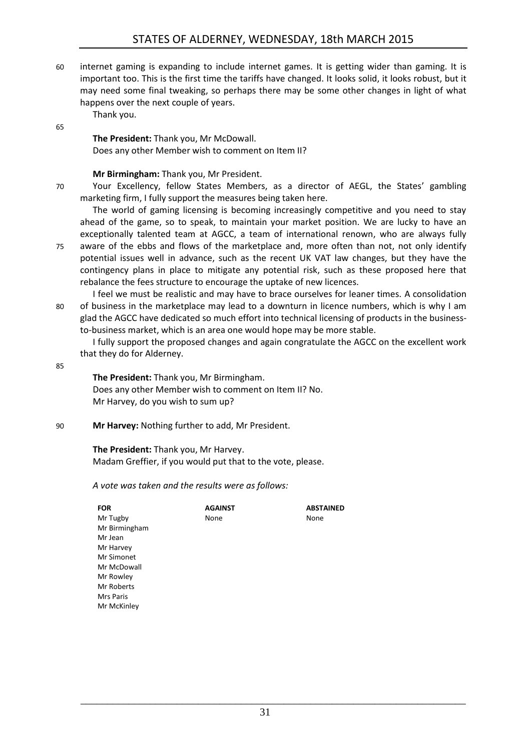internet gaming is expanding to include internet games. It is getting wider than gaming. It is important too. This is the first time the tariffs have changed. It looks solid, it looks robust, but it may need some final tweaking, so perhaps there may be some other changes in light of what happens over the next couple of years.

Thank you.

**The President:** Thank you, Mr McDowall.

Does any other Member wish to comment on Item II?

**Mr Birmingham:** Thank you, Mr President.

Your Excellency, fellow States Members, as a director of AEGL, the States' gambling marketing firm, I fully support the measures being taken here.

The world of gaming licensing is becoming increasingly competitive and you need to stay ahead of the game, so to speak, to maintain your market position. We are lucky to have an exceptionally talented team at AGCC, a team of international renown, who are always fully aware of the ebbs and flows of the marketplace and, more often than not, not only identify potential issues well in advance, such as the recent UK VAT law changes, but they have the contingency plans in place to mitigate any potential risk, such as these proposed here that rebalance the fees structure to encourage the uptake of new licences.

I feel we must be realistic and may have to brace ourselves for leaner times. A consolidation of business in the marketplace may lead to a downturn in licence numbers, which is why I am glad the AGCC have dedicated so much effort into technical licensing of products in the business-to-business market, which is an area one would hope may be more stable.

I fully support the proposed changes and again congratulate the AGCC on the excellent work that they do for Alderney.

**The President:** Thank you, Mr Birmingham.

Does any other Member wish to comment on Item II? No.

Mr Harvey, do you wish to sum up?

**Mr Harvey:** Nothing further to add, Mr President.

**The President:** Thank you, Mr Harvey.

Madam Greffier, if you would put that to the vote, please.

*A vote was taken and the results were as follows:*

| FOR | AGAINST | ABSTAINED |
|---|---|---|
| Mr Tugby | None | None |
| Mr Birmingham | | |
| Mr Jean | | |
| Mr Harvey | | |
| Mr Simonet | | |
| Mr McDowall | | |
| Mr Rowley | | |
| Mr Roberts | | |
| Mrs Paris | | |
| Mr McKinley | | |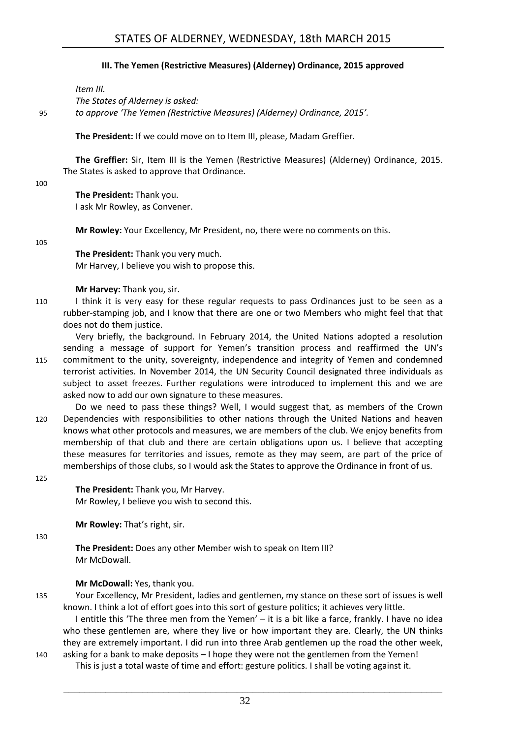### III. The Yemen (Restrictive Measures) (Alderney) Ordinance, 2015 approved

*Item III.*
*The States of Alderney is asked:*
*to approve 'The Yemen (Restrictive Measures) (Alderney) Ordinance, 2015'.*

**The President:** If we could move on to Item III, please, Madam Greffier.

**The Greffier:** Sir, Item III is the Yemen (Restrictive Measures) (Alderney) Ordinance, 2015. The States is asked to approve that Ordinance.

**The President:** Thank you.
I ask Mr Rowley, as Convener.

**Mr Rowley:** Your Excellency, Mr President, no, there were no comments on this.

**The President:** Thank you very much.
Mr Harvey, I believe you wish to propose this.

**Mr Harvey:** Thank you, sir.

I think it is very easy for these regular requests to pass Ordinances just to be seen as a rubber-stamping job, and I know that there are one or two Members who might feel that that does not do them justice.

Very briefly, the background. In February 2014, the United Nations adopted a resolution sending a message of support for Yemen's transition process and reaffirmed the UN's commitment to the unity, sovereignty, independence and integrity of Yemen and condemned terrorist activities. In November 2014, the UN Security Council designated three individuals as subject to asset freezes. Further regulations were introduced to implement this and we are asked now to add our own signature to these measures.

Do we need to pass these things? Well, I would suggest that, as members of the Crown Dependencies with responsibilities to other nations through the United Nations and heaven knows what other protocols and measures, we are members of the club. We enjoy benefits from membership of that club and there are certain obligations upon us. I believe that accepting these measures for territories and issues, remote as they may seem, are part of the price of memberships of those clubs, so I would ask the States to approve the Ordinance in front of us.

**The President:** Thank you, Mr Harvey.
Mr Rowley, I believe you wish to second this.

**Mr Rowley:** That's right, sir.

**The President:** Does any other Member wish to speak on Item III?
Mr McDowall.

**Mr McDowall:** Yes, thank you.

Your Excellency, Mr President, ladies and gentlemen, my stance on these sort of issues is well known. I think a lot of effort goes into this sort of gesture politics; it achieves very little.

I entitle this 'The three men from the Yemen' – it is a bit like a farce, frankly. I have no idea who these gentlemen are, where they live or how important they are. Clearly, the UN thinks they are extremely important. I did run into three Arab gentlemen up the road the other week, asking for a bank to make deposits – I hope they were not the gentlemen from the Yemen!

This is just a total waste of time and effort: gesture politics. I shall be voting against it.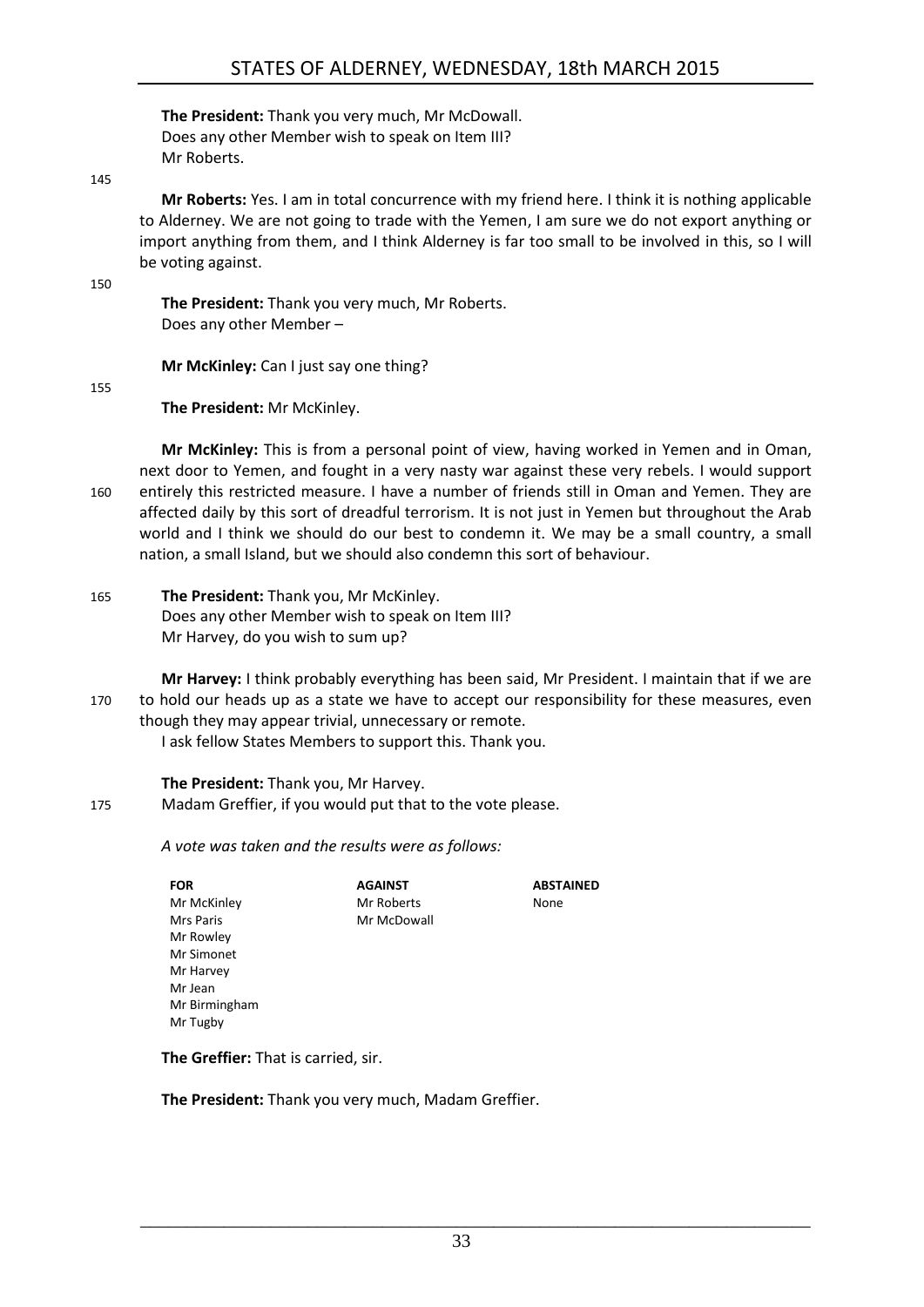**The President:** Thank you very much, Mr McDowall.
Does any other Member wish to speak on Item III?
Mr Roberts.

**Mr Roberts:** Yes. I am in total concurrence with my friend here. I think it is nothing applicable to Alderney. We are not going to trade with the Yemen, I am sure we do not export anything or import anything from them, and I think Alderney is far too small to be involved in this, so I will be voting against.

**The President:** Thank you very much, Mr Roberts.
Does any other Member –

**Mr McKinley:** Can I just say one thing?

**The President:** Mr McKinley.

**Mr McKinley:** This is from a personal point of view, having worked in Yemen and in Oman, next door to Yemen, and fought in a very nasty war against these very rebels. I would support entirely this restricted measure. I have a number of friends still in Oman and Yemen. They are affected daily by this sort of dreadful terrorism. It is not just in Yemen but throughout the Arab world and I think we should do our best to condemn it. We may be a small country, a small nation, a small Island, but we should also condemn this sort of behaviour.

**The President:** Thank you, Mr McKinley.
Does any other Member wish to speak on Item III?
Mr Harvey, do you wish to sum up?

**Mr Harvey:** I think probably everything has been said, Mr President. I maintain that if we are to hold our heads up as a state we have to accept our responsibility for these measures, even though they may appear trivial, unnecessary or remote.
I ask fellow States Members to support this. Thank you.

**The President:** Thank you, Mr Harvey.
Madam Greffier, if you would put that to the vote please.

*A vote was taken and the results were as follows:*

| FOR | AGAINST | ABSTAINED |
|---|---|---|
| Mr McKinley | Mr Roberts | None |
| Mrs Paris | Mr McDowall | |
| Mr Rowley | | |
| Mr Simonet | | |
| Mr Harvey | | |
| Mr Jean | | |
| Mr Birmingham | | |
| Mr Tugby | | |

**The Greffier:** That is carried, sir.

**The President:** Thank you very much, Madam Greffier.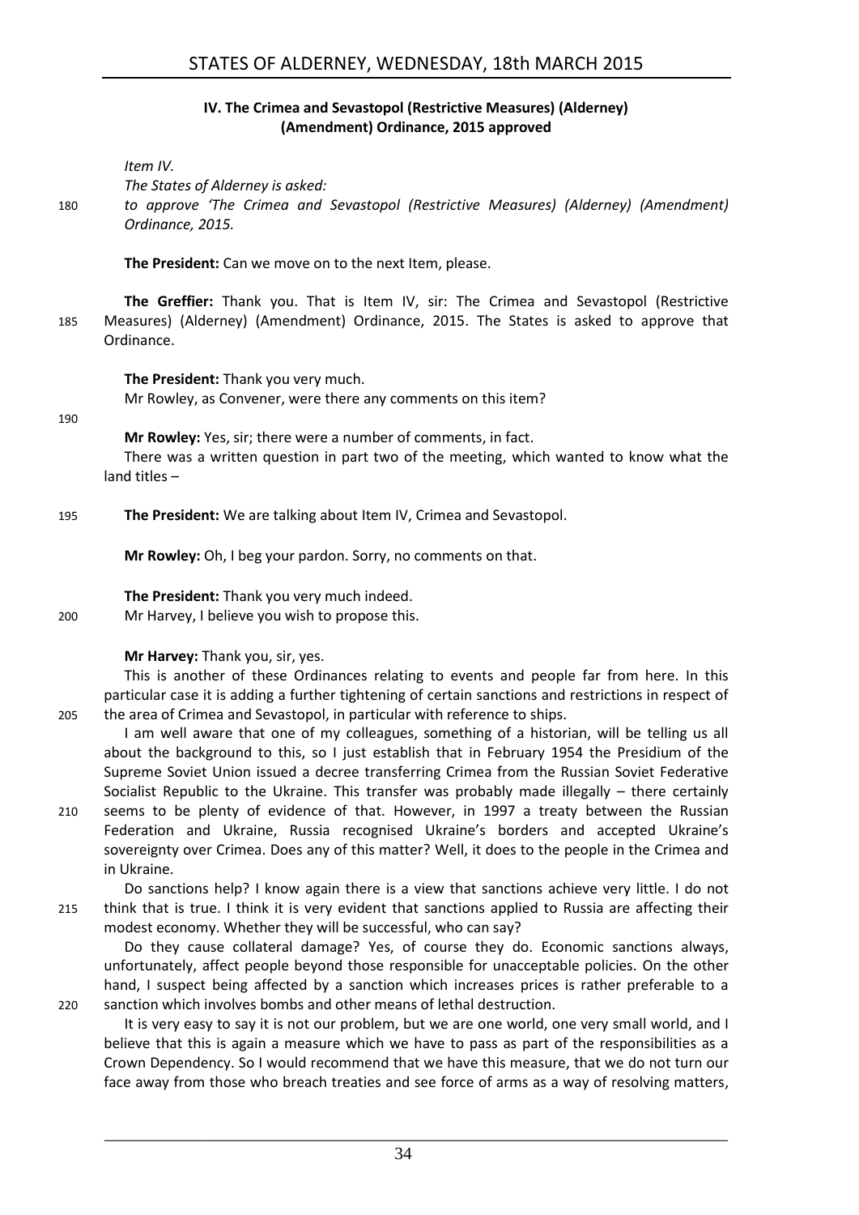### IV. The Crimea and Sevastopol (Restrictive Measures) (Alderney) (Amendment) Ordinance, 2015 approved

*Item IV.*

*The States of Alderney is asked:*

*to approve 'The Crimea and Sevastopol (Restrictive Measures) (Alderney) (Amendment) Ordinance, 2015.*

**The President:** Can we move on to the next Item, please.

**The Greffier:** Thank you. That is Item IV, sir: The Crimea and Sevastopol (Restrictive Measures) (Alderney) (Amendment) Ordinance, 2015. The States is asked to approve that Ordinance.

**The President:** Thank you very much.

Mr Rowley, as Convener, were there any comments on this item?

**Mr Rowley:** Yes, sir; there were a number of comments, in fact.

There was a written question in part two of the meeting, which wanted to know what the land titles –

**The President:** We are talking about Item IV, Crimea and Sevastopol.

**Mr Rowley:** Oh, I beg your pardon. Sorry, no comments on that.

**The President:** Thank you very much indeed.

Mr Harvey, I believe you wish to propose this.

**Mr Harvey:** Thank you, sir, yes.

This is another of these Ordinances relating to events and people far from here. In this particular case it is adding a further tightening of certain sanctions and restrictions in respect of the area of Crimea and Sevastopol, in particular with reference to ships.

I am well aware that one of my colleagues, something of a historian, will be telling us all about the background to this, so I just establish that in February 1954 the Presidium of the Supreme Soviet Union issued a decree transferring Crimea from the Russian Soviet Federative Socialist Republic to the Ukraine. This transfer was probably made illegally – there certainly seems to be plenty of evidence of that. However, in 1997 a treaty between the Russian Federation and Ukraine, Russia recognised Ukraine's borders and accepted Ukraine's sovereignty over Crimea. Does any of this matter? Well, it does to the people in the Crimea and in Ukraine.

Do sanctions help? I know again there is a view that sanctions achieve very little. I do not think that is true. I think it is very evident that sanctions applied to Russia are affecting their modest economy. Whether they will be successful, who can say?

Do they cause collateral damage? Yes, of course they do. Economic sanctions always, unfortunately, affect people beyond those responsible for unacceptable policies. On the other hand, I suspect being affected by a sanction which increases prices is rather preferable to a sanction which involves bombs and other means of lethal destruction.

It is very easy to say it is not our problem, but we are one world, one very small world, and I believe that this is again a measure which we have to pass as part of the responsibilities as a Crown Dependency. So I would recommend that we have this measure, that we do not turn our face away from those who breach treaties and see force of arms as a way of resolving matters,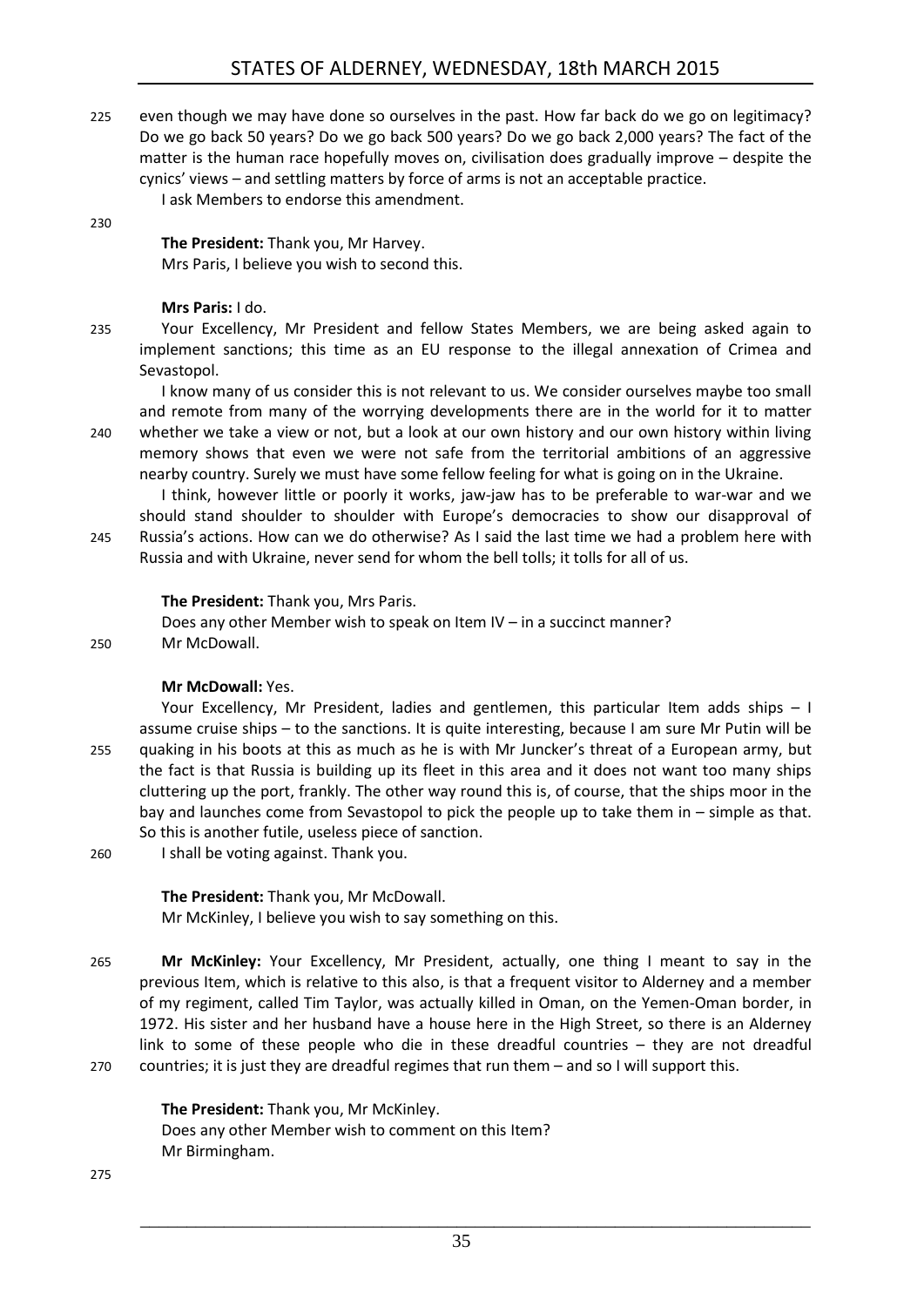even though we may have done so ourselves in the past. How far back do we go on legitimacy? Do we go back 50 years? Do we go back 500 years? Do we go back 2,000 years? The fact of the matter is the human race hopefully moves on, civilisation does gradually improve – despite the cynics' views – and settling matters by force of arms is not an acceptable practice.

I ask Members to endorse this amendment.

**The President:** Thank you, Mr Harvey.

Mrs Paris, I believe you wish to second this.

**Mrs Paris:** I do.

Your Excellency, Mr President and fellow States Members, we are being asked again to implement sanctions; this time as an EU response to the illegal annexation of Crimea and Sevastopol.

I know many of us consider this is not relevant to us. We consider ourselves maybe too small and remote from many of the worrying developments there are in the world for it to matter whether we take a view or not, but a look at our own history and our own history within living memory shows that even we were not safe from the territorial ambitions of an aggressive nearby country. Surely we must have some fellow feeling for what is going on in the Ukraine.

I think, however little or poorly it works, jaw-jaw has to be preferable to war-war and we should stand shoulder to shoulder with Europe's democracies to show our disapproval of Russia's actions. How can we do otherwise? As I said the last time we had a problem here with Russia and with Ukraine, never send for whom the bell tolls; it tolls for all of us.

**The President:** Thank you, Mrs Paris.

Does any other Member wish to speak on Item IV – in a succinct manner?

Mr McDowall.

**Mr McDowall:** Yes.

Your Excellency, Mr President, ladies and gentlemen, this particular Item adds ships – I assume cruise ships – to the sanctions. It is quite interesting, because I am sure Mr Putin will be quaking in his boots at this as much as he is with Mr Juncker's threat of a European army, but the fact is that Russia is building up its fleet in this area and it does not want too many ships cluttering up the port, frankly. The other way round this is, of course, that the ships moor in the bay and launches come from Sevastopol to pick the people up to take them in – simple as that. So this is another futile, useless piece of sanction.

I shall be voting against. Thank you.

**The President:** Thank you, Mr McDowall.

Mr McKinley, I believe you wish to say something on this.

**Mr McKinley:** Your Excellency, Mr President, actually, one thing I meant to say in the previous Item, which is relative to this also, is that a frequent visitor to Alderney and a member of my regiment, called Tim Taylor, was actually killed in Oman, on the Yemen-Oman border, in 1972. His sister and her husband have a house here in the High Street, so there is an Alderney link to some of these people who die in these dreadful countries – they are not dreadful countries; it is just they are dreadful regimes that run them – and so I will support this.

**The President:** Thank you, Mr McKinley.

Does any other Member wish to comment on this Item?

Mr Birmingham.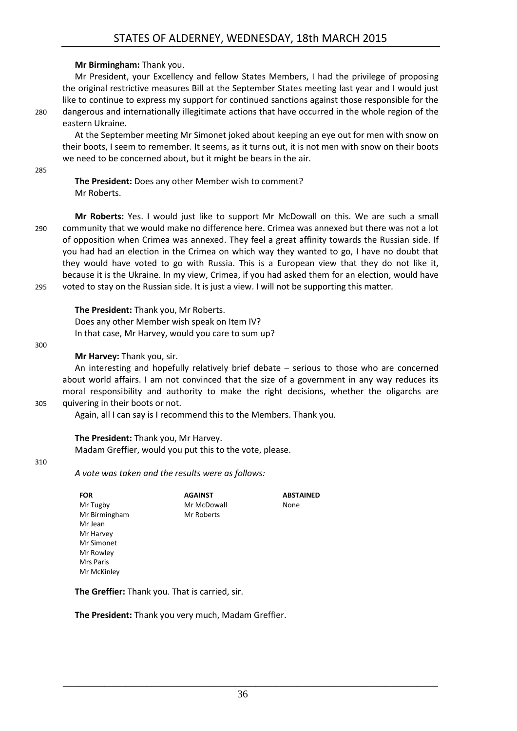**Mr Birmingham:** Thank you.

Mr President, your Excellency and fellow States Members, I had the privilege of proposing the original restrictive measures Bill at the September States meeting last year and I would just like to continue to express my support for continued sanctions against those responsible for the dangerous and internationally illegitimate actions that have occurred in the whole region of the eastern Ukraine.

At the September meeting Mr Simonet joked about keeping an eye out for men with snow on their boots, I seem to remember. It seems, as it turns out, it is not men with snow on their boots we need to be concerned about, but it might be bears in the air.

**The President:** Does any other Member wish to comment?
Mr Roberts.

**Mr Roberts:** Yes. I would just like to support Mr McDowall on this. We are such a small community that we would make no difference here. Crimea was annexed but there was not a lot of opposition when Crimea was annexed. They feel a great affinity towards the Russian side. If you had had an election in the Crimea on which way they wanted to go, I have no doubt that they would have voted to go with Russia. This is a European view that they do not like it, because it is the Ukraine. In my view, Crimea, if you had asked them for an election, would have voted to stay on the Russian side. It is just a view. I will not be supporting this matter.

**The President:** Thank you, Mr Roberts.
Does any other Member wish speak on Item IV?
In that case, Mr Harvey, would you care to sum up?

**Mr Harvey:** Thank you, sir.

An interesting and hopefully relatively brief debate – serious to those who are concerned about world affairs. I am not convinced that the size of a government in any way reduces its moral responsibility and authority to make the right decisions, whether the oligarchs are quivering in their boots or not.

Again, all I can say is I recommend this to the Members. Thank you.

**The President:** Thank you, Mr Harvey.
Madam Greffier, would you put this to the vote, please.

*A vote was taken and the results were as follows:*

| FOR | AGAINST | ABSTAINED |
|---|---|---|
| Mr Tugby | Mr McDowall | None |
| Mr Birmingham | Mr Roberts | |
| Mr Jean | | |
| Mr Harvey | | |
| Mr Simonet | | |
| Mr Rowley | | |
| Mrs Paris | | |
| Mr McKinley | | |

**The Greffier:** Thank you. That is carried, sir.

**The President:** Thank you very much, Madam Greffier.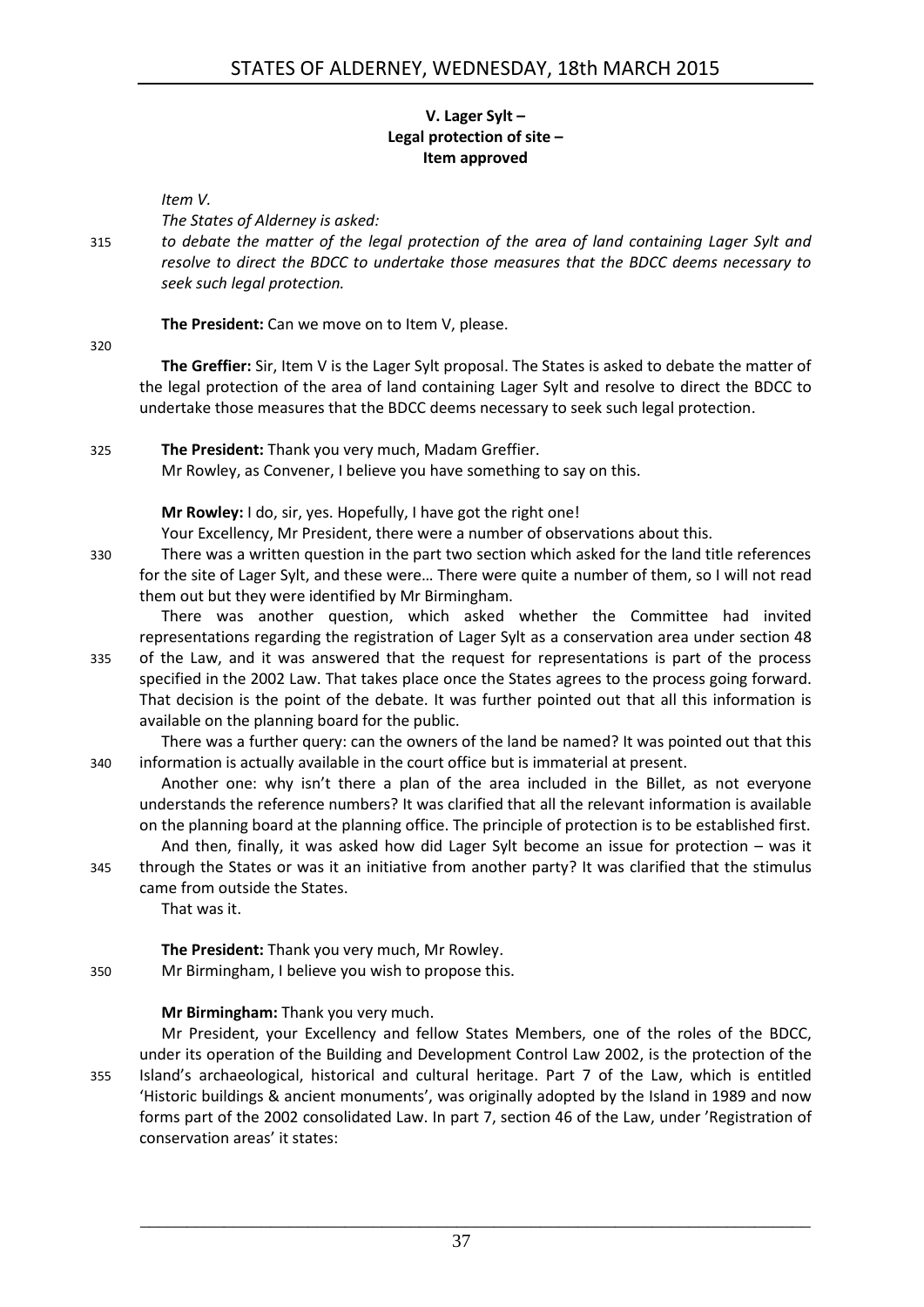### V. Lager Sylt – Legal protection of site – Item approved

*Item V.*

*The States of Alderney is asked:*

*to debate the matter of the legal protection of the area of land containing Lager Sylt and resolve to direct the BDCC to undertake those measures that the BDCC deems necessary to seek such legal protection.*

**The President:** Can we move on to Item V, please.

**The Greffier:** Sir, Item V is the Lager Sylt proposal. The States is asked to debate the matter of the legal protection of the area of land containing Lager Sylt and resolve to direct the BDCC to undertake those measures that the BDCC deems necessary to seek such legal protection.

**The President:** Thank you very much, Madam Greffier.

Mr Rowley, as Convener, I believe you have something to say on this.

**Mr Rowley:** I do, sir, yes. Hopefully, I have got the right one!

Your Excellency, Mr President, there were a number of observations about this.

There was a written question in the part two section which asked for the land title references for the site of Lager Sylt, and these were… There were quite a number of them, so I will not read them out but they were identified by Mr Birmingham.

There was another question, which asked whether the Committee had invited representations regarding the registration of Lager Sylt as a conservation area under section 48 of the Law, and it was answered that the request for representations is part of the process specified in the 2002 Law. That takes place once the States agrees to the process going forward. That decision is the point of the debate. It was further pointed out that all this information is available on the planning board for the public.

There was a further query: can the owners of the land be named? It was pointed out that this information is actually available in the court office but is immaterial at present.

Another one: why isn't there a plan of the area included in the Billet, as not everyone understands the reference numbers? It was clarified that all the relevant information is available on the planning board at the planning office. The principle of protection is to be established first.

And then, finally, it was asked how did Lager Sylt become an issue for protection – was it through the States or was it an initiative from another party? It was clarified that the stimulus came from outside the States.

That was it.

**The President:** Thank you very much, Mr Rowley.

Mr Birmingham, I believe you wish to propose this.

**Mr Birmingham:** Thank you very much.

Mr President, your Excellency and fellow States Members, one of the roles of the BDCC, under its operation of the Building and Development Control Law 2002, is the protection of the Island's archaeological, historical and cultural heritage. Part 7 of the Law, which is entitled 'Historic buildings & ancient monuments', was originally adopted by the Island in 1989 and now forms part of the 2002 consolidated Law. In part 7, section 46 of the Law, under 'Registration of conservation areas' it states: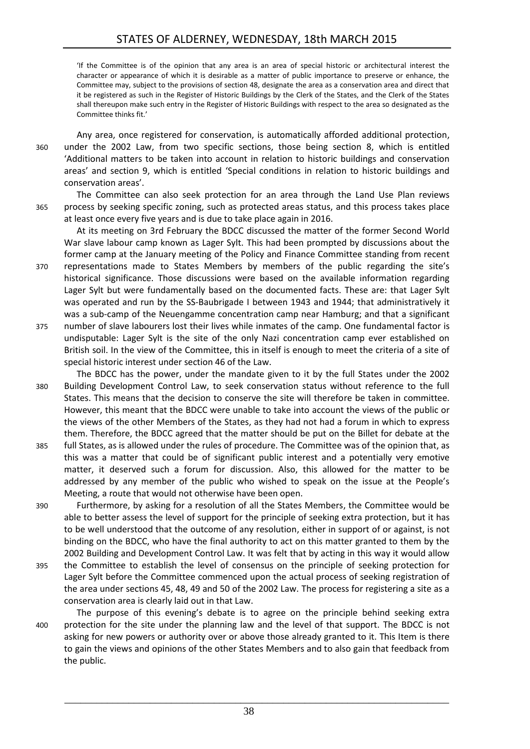> 'If the Committee is of the opinion that any area is an area of special historic or architectural interest the character or appearance of which it is desirable as a matter of public importance to preserve or enhance, the Committee may, subject to the provisions of section 48, designate the area as a conservation area and direct that it be registered as such in the Register of Historic Buildings by the Clerk of the States, and the Clerk of the States shall thereupon make such entry in the Register of Historic Buildings with respect to the area so designated as the Committee thinks fit.'

Any area, once registered for conservation, is automatically afforded additional protection, under the 2002 Law, from two specific sections, those being section 8, which is entitled 'Additional matters to be taken into account in relation to historic buildings and conservation areas' and section 9, which is entitled 'Special conditions in relation to historic buildings and conservation areas'.

The Committee can also seek protection for an area through the Land Use Plan reviews process by seeking specific zoning, such as protected areas status, and this process takes place at least once every five years and is due to take place again in 2016.

At its meeting on 3rd February the BDCC discussed the matter of the former Second World War slave labour camp known as Lager Sylt. This had been prompted by discussions about the former camp at the January meeting of the Policy and Finance Committee standing from recent representations made to States Members by members of the public regarding the site's historical significance. Those discussions were based on the available information regarding Lager Sylt but were fundamentally based on the documented facts. These are: that Lager Sylt was operated and run by the SS-Baubrigade I between 1943 and 1944; that administratively it was a sub-camp of the Neuengamme concentration camp near Hamburg; and that a significant number of slave labourers lost their lives while inmates of the camp. One fundamental factor is undisputable: Lager Sylt is the site of the only Nazi concentration camp ever established on British soil. In the view of the Committee, this in itself is enough to meet the criteria of a site of special historic interest under section 46 of the Law.

The BDCC has the power, under the mandate given to it by the full States under the 2002 Building Development Control Law, to seek conservation status without reference to the full States. This means that the decision to conserve the site will therefore be taken in committee. However, this meant that the BDCC were unable to take into account the views of the public or the views of the other Members of the States, as they had not had a forum in which to express them. Therefore, the BDCC agreed that the matter should be put on the Billet for debate at the full States, as is allowed under the rules of procedure. The Committee was of the opinion that, as this was a matter that could be of significant public interest and a potentially very emotive matter, it deserved such a forum for discussion. Also, this allowed for the matter to be addressed by any member of the public who wished to speak on the issue at the People's Meeting, a route that would not otherwise have been open.

Furthermore, by asking for a resolution of all the States Members, the Committee would be able to better assess the level of support for the principle of seeking extra protection, but it has to be well understood that the outcome of any resolution, either in support of or against, is not binding on the BDCC, who have the final authority to act on this matter granted to them by the 2002 Building and Development Control Law. It was felt that by acting in this way it would allow the Committee to establish the level of consensus on the principle of seeking protection for Lager Sylt before the Committee commenced upon the actual process of seeking registration of the area under sections 45, 48, 49 and 50 of the 2002 Law. The process for registering a site as a conservation area is clearly laid out in that Law.

The purpose of this evening's debate is to agree on the principle behind seeking extra protection for the site under the planning law and the level of that support. The BDCC is not asking for new powers or authority over or above those already granted to it. This Item is there to gain the views and opinions of the other States Members and to also gain that feedback from the public.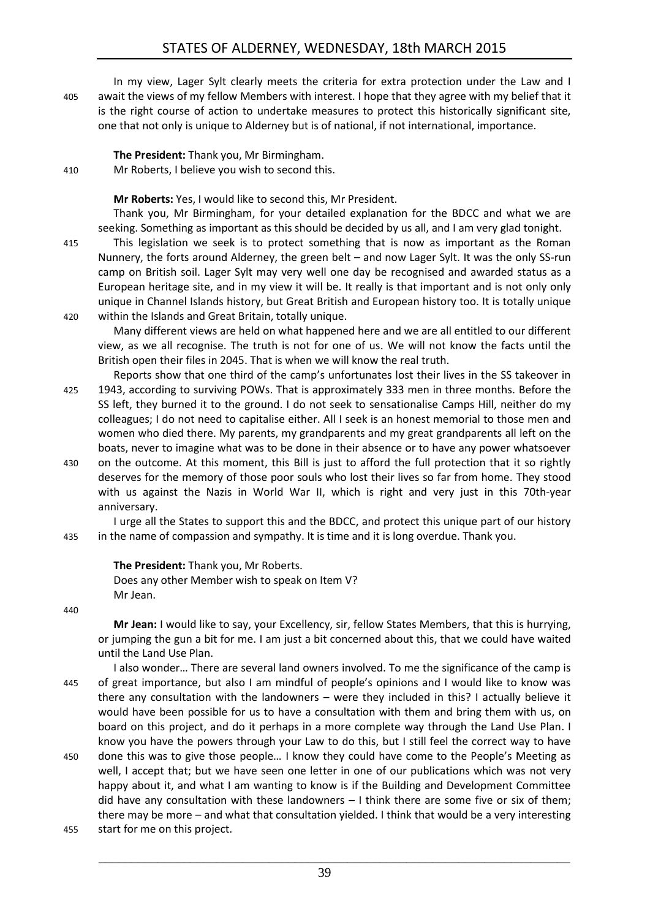In my view, Lager Sylt clearly meets the criteria for extra protection under the Law and I await the views of my fellow Members with interest. I hope that they agree with my belief that it is the right course of action to undertake measures to protect this historically significant site, one that not only is unique to Alderney but is of national, if not international, importance.

**The President:** Thank you, Mr Birmingham.
Mr Roberts, I believe you wish to second this.

**Mr Roberts:** Yes, I would like to second this, Mr President.

Thank you, Mr Birmingham, for your detailed explanation for the BDCC and what we are seeking. Something as important as this should be decided by us all, and I am very glad tonight.

This legislation we seek is to protect something that is now as important as the Roman Nunnery, the forts around Alderney, the green belt – and now Lager Sylt. It was the only SS-run camp on British soil. Lager Sylt may very well one day be recognised and awarded status as a European heritage site, and in my view it will be. It really is that important and is not only only unique in Channel Islands history, but Great British and European history too. It is totally unique within the Islands and Great Britain, totally unique.

Many different views are held on what happened here and we are all entitled to our different view, as we all recognise. The truth is not for one of us. We will not know the facts until the British open their files in 2045. That is when we will know the real truth.

Reports show that one third of the camp's unfortunates lost their lives in the SS takeover in 1943, according to surviving POWs. That is approximately 333 men in three months. Before the SS left, they burned it to the ground. I do not seek to sensationalise Camps Hill, neither do my colleagues; I do not need to capitalise either. All I seek is an honest memorial to those men and women who died there. My parents, my grandparents and my great grandparents all left on the boats, never to imagine what was to be done in their absence or to have any power whatsoever on the outcome. At this moment, this Bill is just to afford the full protection that it so rightly deserves for the memory of those poor souls who lost their lives so far from home. They stood with us against the Nazis in World War II, which is right and very just in this 70th-year anniversary.

I urge all the States to support this and the BDCC, and protect this unique part of our history in the name of compassion and sympathy. It is time and it is long overdue. Thank you.

**The President:** Thank you, Mr Roberts.
Does any other Member wish to speak on Item V?
Mr Jean.

**Mr Jean:** I would like to say, your Excellency, sir, fellow States Members, that this is hurrying, or jumping the gun a bit for me. I am just a bit concerned about this, that we could have waited until the Land Use Plan.

I also wonder… There are several land owners involved. To me the significance of the camp is of great importance, but also I am mindful of people's opinions and I would like to know was there any consultation with the landowners – were they included in this? I actually believe it would have been possible for us to have a consultation with them and bring them with us, on board on this project, and do it perhaps in a more complete way through the Land Use Plan. I know you have the powers through your Law to do this, but I still feel the correct way to have done this was to give those people… I know they could have come to the People's Meeting as well, I accept that; but we have seen one letter in one of our publications which was not very happy about it, and what I am wanting to know is if the Building and Development Committee did have any consultation with these landowners – I think there are some five or six of them; there may be more – and what that consultation yielded. I think that would be a very interesting start for me on this project.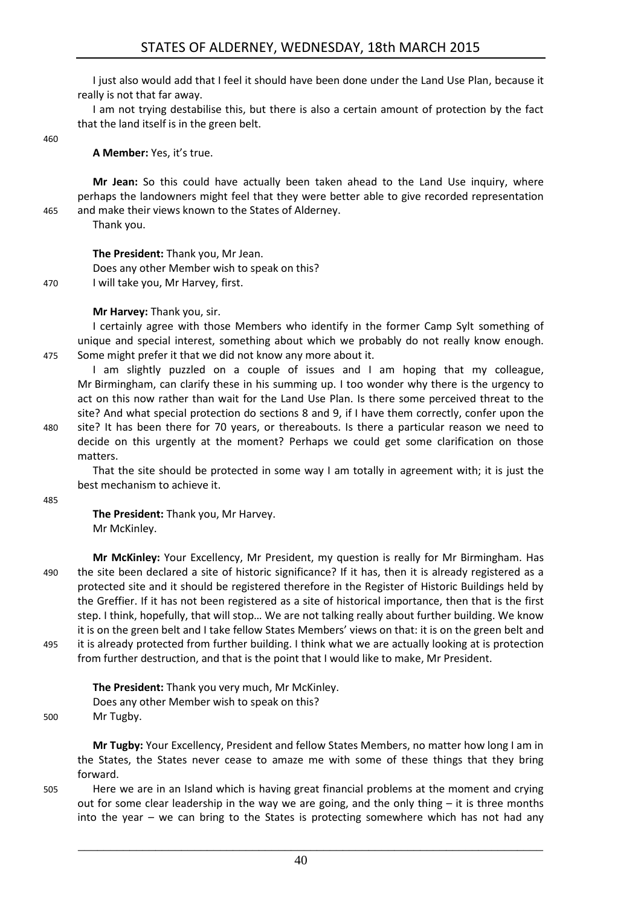I just also would add that I feel it should have been done under the Land Use Plan, because it really is not that far away.

I am not trying destabilise this, but there is also a certain amount of protection by the fact that the land itself is in the green belt.

**A Member:** Yes, it's true.

**Mr Jean:** So this could have actually been taken ahead to the Land Use inquiry, where perhaps the landowners might feel that they were better able to give recorded representation and make their views known to the States of Alderney.

Thank you.

**The President:** Thank you, Mr Jean.

Does any other Member wish to speak on this?

I will take you, Mr Harvey, first.

**Mr Harvey:** Thank you, sir.

I certainly agree with those Members who identify in the former Camp Sylt something of unique and special interest, something about which we probably do not really know enough. Some might prefer it that we did not know any more about it.

I am slightly puzzled on a couple of issues and I am hoping that my colleague, Mr Birmingham, can clarify these in his summing up. I too wonder why there is the urgency to act on this now rather than wait for the Land Use Plan. Is there some perceived threat to the site? And what special protection do sections 8 and 9, if I have them correctly, confer upon the site? It has been there for 70 years, or thereabouts. Is there a particular reason we need to decide on this urgently at the moment? Perhaps we could get some clarification on those matters.

That the site should be protected in some way I am totally in agreement with; it is just the best mechanism to achieve it.

**The President:** Thank you, Mr Harvey.

Mr McKinley.

**Mr McKinley:** Your Excellency, Mr President, my question is really for Mr Birmingham. Has the site been declared a site of historic significance? If it has, then it is already registered as a protected site and it should be registered therefore in the Register of Historic Buildings held by the Greffier. If it has not been registered as a site of historical importance, then that is the first step. I think, hopefully, that will stop… We are not talking really about further building. We know it is on the green belt and I take fellow States Members' views on that: it is on the green belt and it is already protected from further building. I think what we are actually looking at is protection from further destruction, and that is the point that I would like to make, Mr President.

**The President:** Thank you very much, Mr McKinley.

Does any other Member wish to speak on this?

Mr Tugby.

**Mr Tugby:** Your Excellency, President and fellow States Members, no matter how long I am in the States, the States never cease to amaze me with some of these things that they bring forward.

Here we are in an Island which is having great financial problems at the moment and crying out for some clear leadership in the way we are going, and the only thing – it is three months into the year – we can bring to the States is protecting somewhere which has not had any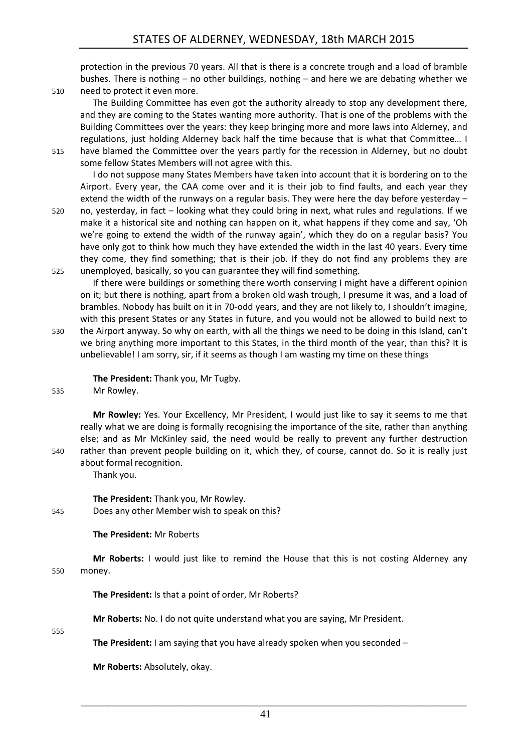protection in the previous 70 years. All that is there is a concrete trough and a load of bramble bushes. There is nothing – no other buildings, nothing – and here we are debating whether we need to protect it even more.

The Building Committee has even got the authority already to stop any development there, and they are coming to the States wanting more authority. That is one of the problems with the Building Committees over the years: they keep bringing more and more laws into Alderney, and regulations, just holding Alderney back half the time because that is what that Committee… I have blamed the Committee over the years partly for the recession in Alderney, but no doubt some fellow States Members will not agree with this.

I do not suppose many States Members have taken into account that it is bordering on to the Airport. Every year, the CAA come over and it is their job to find faults, and each year they extend the width of the runways on a regular basis. They were here the day before yesterday – no, yesterday, in fact – looking what they could bring in next, what rules and regulations. If we make it a historical site and nothing can happen on it, what happens if they come and say, 'Oh we're going to extend the width of the runway again', which they do on a regular basis? You have only got to think how much they have extended the width in the last 40 years. Every time they come, they find something; that is their job. If they do not find any problems they are unemployed, basically, so you can guarantee they will find something.

If there were buildings or something there worth conserving I might have a different opinion on it; but there is nothing, apart from a broken old wash trough, I presume it was, and a load of brambles. Nobody has built on it in 70-odd years, and they are not likely to, I shouldn't imagine, with this present States or any States in future, and you would not be allowed to build next to the Airport anyway. So why on earth, with all the things we need to be doing in this Island, can't we bring anything more important to this States, in the third month of the year, than this? It is unbelievable! I am sorry, sir, if it seems as though I am wasting my time on these things

**The President:** Thank you, Mr Tugby.

Mr Rowley.

**Mr Rowley:** Yes. Your Excellency, Mr President, I would just like to say it seems to me that really what we are doing is formally recognising the importance of the site, rather than anything else; and as Mr McKinley said, the need would be really to prevent any further destruction rather than prevent people building on it, which they, of course, cannot do. So it is really just about formal recognition.

Thank you.

**The President:** Thank you, Mr Rowley.

Does any other Member wish to speak on this?

**The President:** Mr Roberts

**Mr Roberts:** I would just like to remind the House that this is not costing Alderney any money.

**The President:** Is that a point of order, Mr Roberts?

**Mr Roberts:** No. I do not quite understand what you are saying, Mr President.

**The President:** I am saying that you have already spoken when you seconded –

**Mr Roberts:** Absolutely, okay.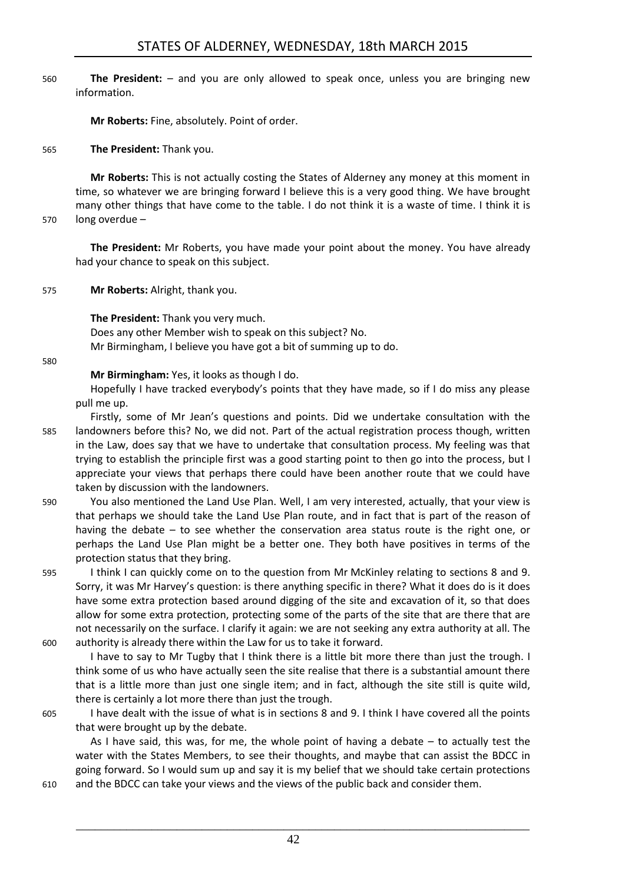**The President:** – and you are only allowed to speak once, unless you are bringing new information.

**Mr Roberts:** Fine, absolutely. Point of order.

**The President:** Thank you.

**Mr Roberts:** This is not actually costing the States of Alderney any money at this moment in time, so whatever we are bringing forward I believe this is a very good thing. We have brought many other things that have come to the table. I do not think it is a waste of time. I think it is long overdue –

**The President:** Mr Roberts, you have made your point about the money. You have already had your chance to speak on this subject.

**Mr Roberts:** Alright, thank you.

**The President:** Thank you very much.

Does any other Member wish to speak on this subject? No.

Mr Birmingham, I believe you have got a bit of summing up to do.

**Mr Birmingham:** Yes, it looks as though I do.

Hopefully I have tracked everybody's points that they have made, so if I do miss any please pull me up.

Firstly, some of Mr Jean's questions and points. Did we undertake consultation with the landowners before this? No, we did not. Part of the actual registration process though, written in the Law, does say that we have to undertake that consultation process. My feeling was that trying to establish the principle first was a good starting point to then go into the process, but I appreciate your views that perhaps there could have been another route that we could have taken by discussion with the landowners.

You also mentioned the Land Use Plan. Well, I am very interested, actually, that your view is that perhaps we should take the Land Use Plan route, and in fact that is part of the reason of having the debate – to see whether the conservation area status route is the right one, or perhaps the Land Use Plan might be a better one. They both have positives in terms of the protection status that they bring.

I think I can quickly come on to the question from Mr McKinley relating to sections 8 and 9. Sorry, it was Mr Harvey's question: is there anything specific in there? What it does do is it does have some extra protection based around digging of the site and excavation of it, so that does allow for some extra protection, protecting some of the parts of the site that are there that are not necessarily on the surface. I clarify it again: we are not seeking any extra authority at all. The authority is already there within the Law for us to take it forward.

I have to say to Mr Tugby that I think there is a little bit more there than just the trough. I think some of us who have actually seen the site realise that there is a substantial amount there that is a little more than just one single item; and in fact, although the site still is quite wild, there is certainly a lot more there than just the trough.

I have dealt with the issue of what is in sections 8 and 9. I think I have covered all the points that were brought up by the debate.

As I have said, this was, for me, the whole point of having a debate – to actually test the water with the States Members, to see their thoughts, and maybe that can assist the BDCC in going forward. So I would sum up and say it is my belief that we should take certain protections and the BDCC can take your views and the views of the public back and consider them.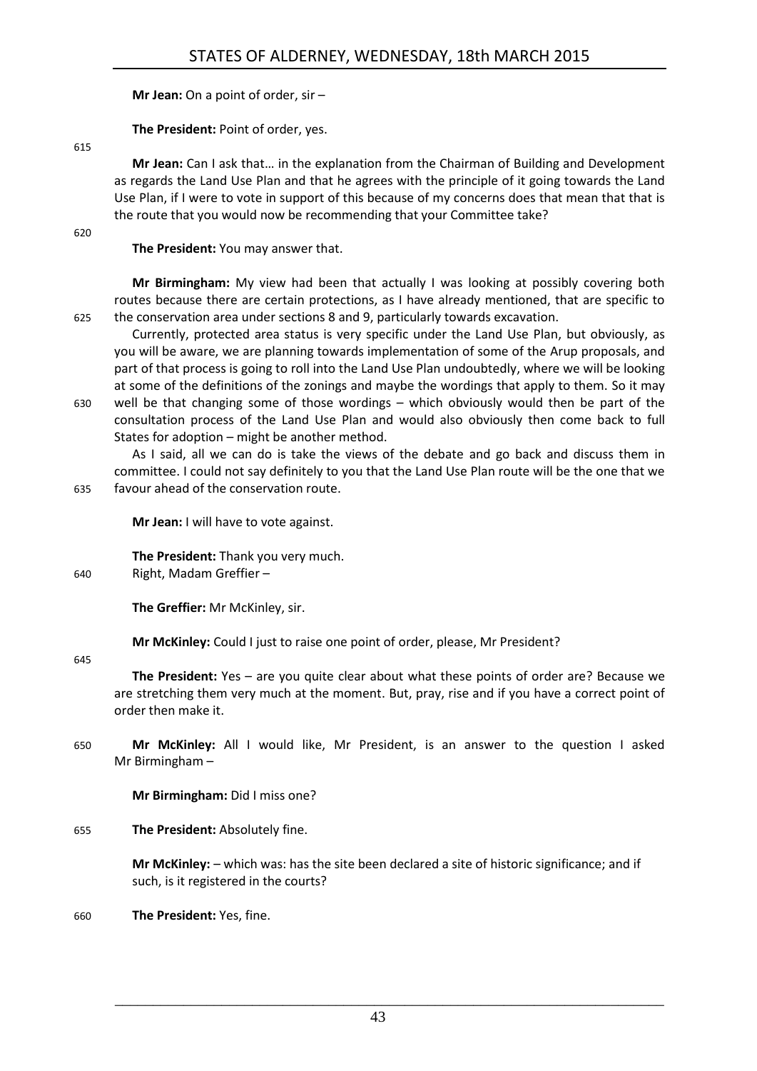**Mr Jean:** On a point of order, sir –

**The President:** Point of order, yes.

**Mr Jean:** Can I ask that… in the explanation from the Chairman of Building and Development as regards the Land Use Plan and that he agrees with the principle of it going towards the Land Use Plan, if I were to vote in support of this because of my concerns does that mean that that is the route that you would now be recommending that your Committee take?

**The President:** You may answer that.

**Mr Birmingham:** My view had been that actually I was looking at possibly covering both routes because there are certain protections, as I have already mentioned, that are specific to the conservation area under sections 8 and 9, particularly towards excavation.

Currently, protected area status is very specific under the Land Use Plan, but obviously, as you will be aware, we are planning towards implementation of some of the Arup proposals, and part of that process is going to roll into the Land Use Plan undoubtedly, where we will be looking at some of the definitions of the zonings and maybe the wordings that apply to them. So it may well be that changing some of those wordings – which obviously would then be part of the consultation process of the Land Use Plan and would also obviously then come back to full States for adoption – might be another method.

As I said, all we can do is take the views of the debate and go back and discuss them in committee. I could not say definitely to you that the Land Use Plan route will be the one that we favour ahead of the conservation route.

**Mr Jean:** I will have to vote against.

**The President:** Thank you very much.
Right, Madam Greffier –

**The Greffier:** Mr McKinley, sir.

**Mr McKinley:** Could I just to raise one point of order, please, Mr President?

**The President:** Yes – are you quite clear about what these points of order are? Because we are stretching them very much at the moment. But, pray, rise and if you have a correct point of order then make it.

**Mr McKinley:** All I would like, Mr President, is an answer to the question I asked Mr Birmingham –

**Mr Birmingham:** Did I miss one?

**The President:** Absolutely fine.

**Mr McKinley:** – which was: has the site been declared a site of historic significance; and if such, is it registered in the courts?

**The President:** Yes, fine.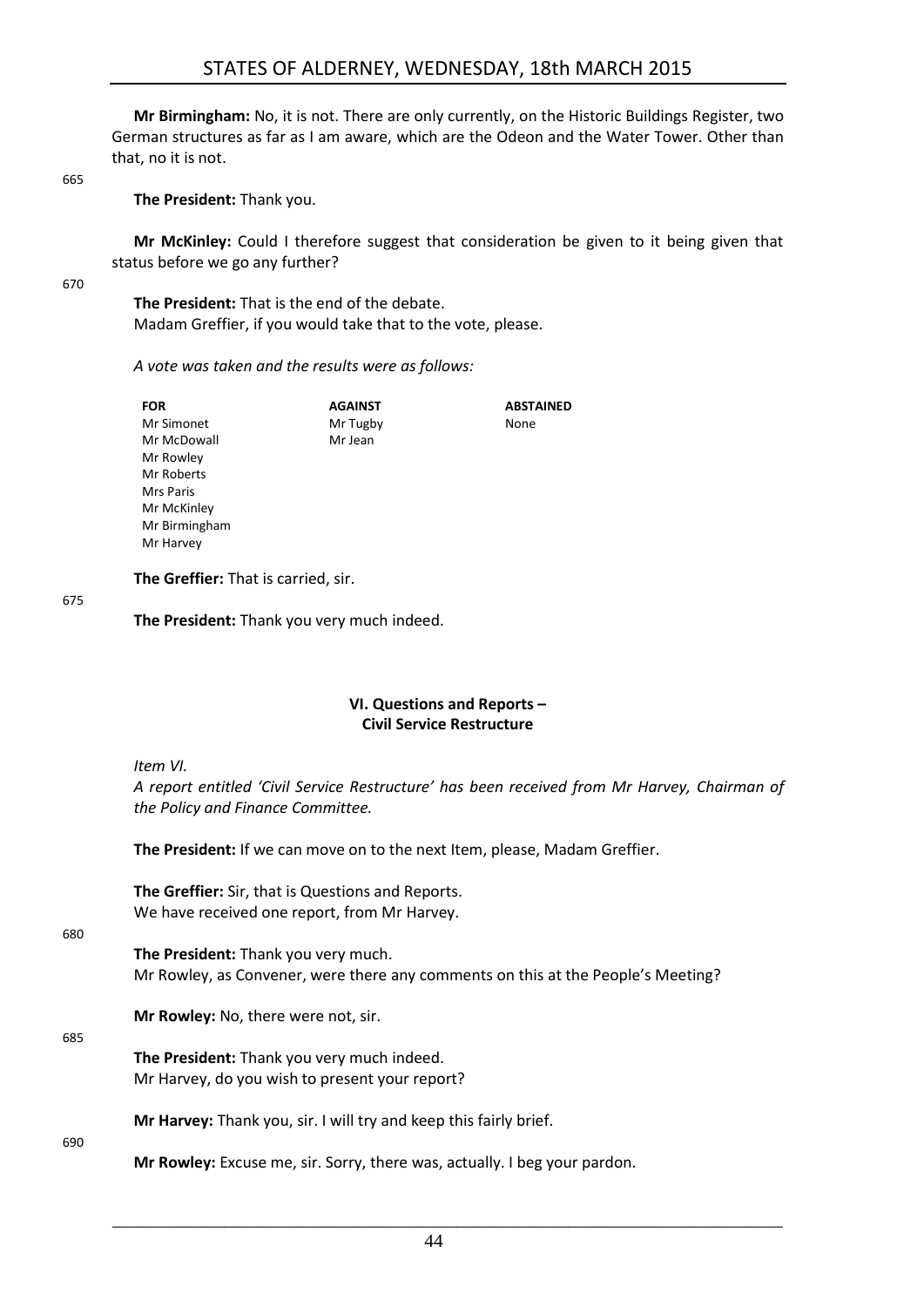**Mr Birmingham:** No, it is not. There are only currently, on the Historic Buildings Register, two German structures as far as I am aware, which are the Odeon and the Water Tower. Other than that, no it is not.

**The President:** Thank you.

**Mr McKinley:** Could I therefore suggest that consideration be given to it being given that status before we go any further?

**The President:** That is the end of the debate.
Madam Greffier, if you would take that to the vote, please.

*A vote was taken and the results were as follows:*

| FOR | AGAINST | ABSTAINED |
|---|---|---|
| Mr Simonet | Mr Tugby | None |
| Mr McDowall | Mr Jean | |
| Mr Rowley | | |
| Mr Roberts | | |
| Mrs Paris | | |
| Mr McKinley | | |
| Mr Birmingham | | |
| Mr Harvey | | |

**The Greffier:** That is carried, sir.

**The President:** Thank you very much indeed.

## VI. Questions and Reports – Civil Service Restructure

*Item VI.*
*A report entitled 'Civil Service Restructure' has been received from Mr Harvey, Chairman of the Policy and Finance Committee.*

**The President:** If we can move on to the next Item, please, Madam Greffier.

**The Greffier:** Sir, that is Questions and Reports.
We have received one report, from Mr Harvey.

**The President:** Thank you very much.
Mr Rowley, as Convener, were there any comments on this at the People's Meeting?

**Mr Rowley:** No, there were not, sir.

**The President:** Thank you very much indeed.
Mr Harvey, do you wish to present your report?

**Mr Harvey:** Thank you, sir. I will try and keep this fairly brief.

**Mr Rowley:** Excuse me, sir. Sorry, there was, actually. I beg your pardon.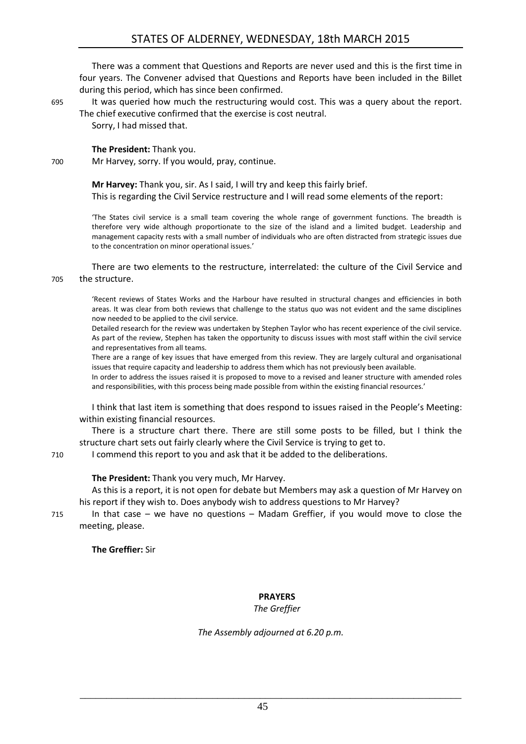There was a comment that Questions and Reports are never used and this is the first time in four years. The Convener advised that Questions and Reports have been included in the Billet during this period, which has since been confirmed.

695 It was queried how much the restructuring would cost. This was a query about the report. The chief executive confirmed that the exercise is cost neutral.

Sorry, I had missed that.

**The President:** Thank you.

700 Mr Harvey, sorry. If you would, pray, continue.

**Mr Harvey:** Thank you, sir. As I said, I will try and keep this fairly brief.

This is regarding the Civil Service restructure and I will read some elements of the report:

> 'The States civil service is a small team covering the whole range of government functions. The breadth is therefore very wide although proportionate to the size of the island and a limited budget. Leadership and management capacity rests with a small number of individuals who are often distracted from strategic issues due to the concentration on minor operational issues.'

There are two elements to the restructure, interrelated: the culture of the Civil Service and 705 the structure.

> 'Recent reviews of States Works and the Harbour have resulted in structural changes and efficiencies in both areas. It was clear from both reviews that challenge to the status quo was not evident and the same disciplines now needed to be applied to the civil service.
>
> Detailed research for the review was undertaken by Stephen Taylor who has recent experience of the civil service. As part of the review, Stephen has taken the opportunity to discuss issues with most staff within the civil service and representatives from all teams.
>
> There are a range of key issues that have emerged from this review. They are largely cultural and organisational issues that require capacity and leadership to address them which has not previously been available.
>
> In order to address the issues raised it is proposed to move to a revised and leaner structure with amended roles and responsibilities, with this process being made possible from within the existing financial resources.'

I think that last item is something that does respond to issues raised in the People's Meeting: within existing financial resources.

There is a structure chart there. There are still some posts to be filled, but I think the structure chart sets out fairly clearly where the Civil Service is trying to get to.

710 I commend this report to you and ask that it be added to the deliberations.

**The President:** Thank you very much, Mr Harvey.

As this is a report, it is not open for debate but Members may ask a question of Mr Harvey on his report if they wish to. Does anybody wish to address questions to Mr Harvey?

715 In that case – we have no questions – Madam Greffier, if you would move to close the meeting, please.

**The Greffier:** Sir

**PRAYERS**

*The Greffier*

*The Assembly adjourned at 6.20 p.m.*